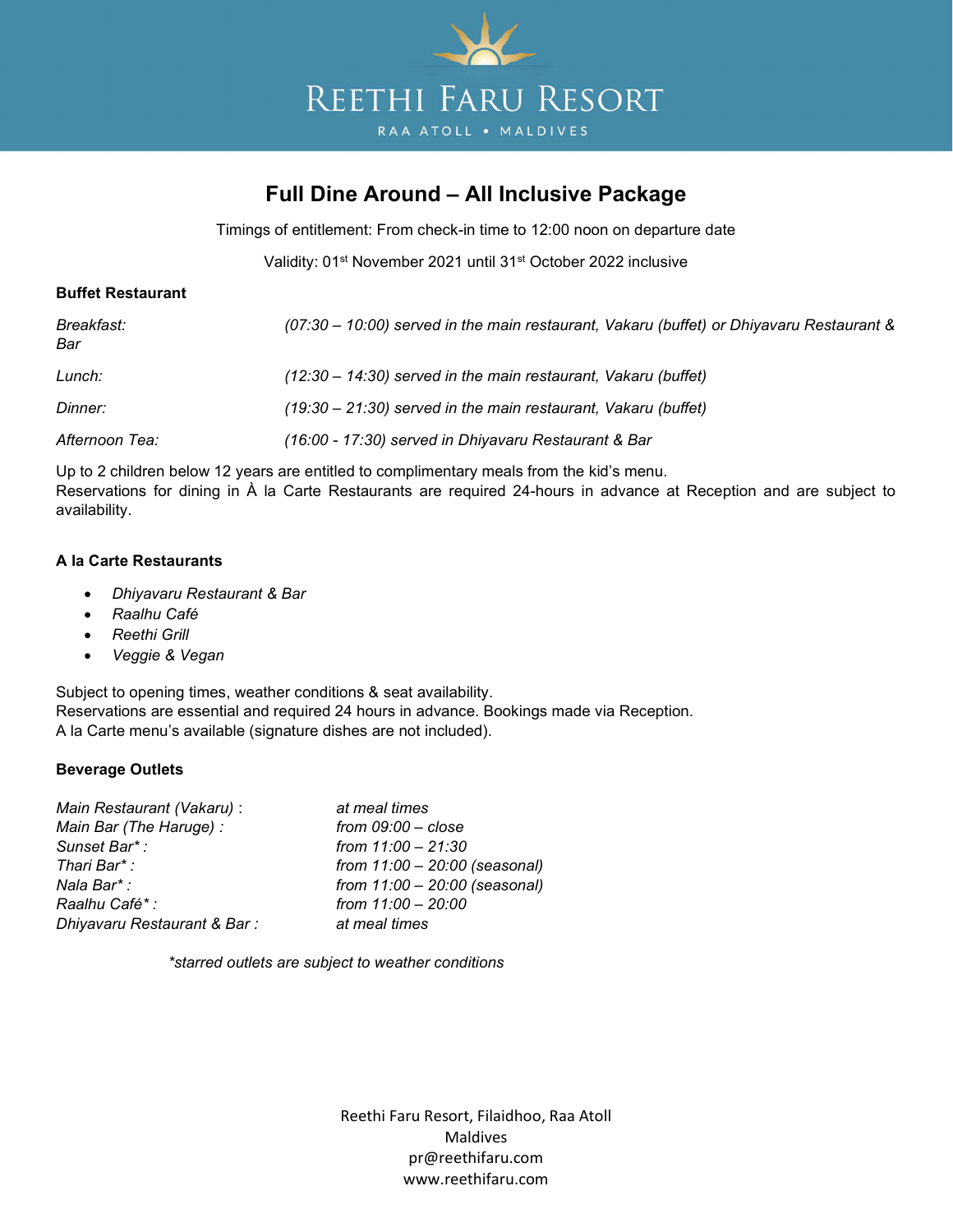# Reethi Faru Resort

RAA ATOLL • MALDIVES

## Full Dine Around – All Inclusive Package

Timings of entitlement: From check-in time to 12:00 noon on departure date

Validity: 01st November 2021 until 31st October 2022 inclusive

### Buffet Restaurant

| | |
|---|---|
| *Breakfast:* | *(07:30 – 10:00) served in the main restaurant, Vakaru (buffet) or Dhiyavaru Restaurant & Bar* |
| *Lunch:* | *(12:30 – 14:30) served in the main restaurant, Vakaru (buffet)* |
| *Dinner:* | *(19:30 – 21:30) served in the main restaurant, Vakaru (buffet)* |
| *Afternoon Tea:* | *(16:00 - 17:30) served in Dhiyavaru Restaurant & Bar* |

Up to 2 children below 12 years are entitled to complimentary meals from the kid's menu.
Reservations for dining in À la Carte Restaurants are required 24-hours in advance at Reception and are subject to availability.

### A la Carte Restaurants

- *Dhiyavaru Restaurant & Bar*
- *Raalhu Café*
- *Reethi Grill*
- *Veggie & Vegan*

Subject to opening times, weather conditions & seat availability.
Reservations are essential and required 24 hours in advance. Bookings made via Reception.
A la Carte menu's available (signature dishes are not included).

### Beverage Outlets

| | |
|---|---|
| *Main Restaurant (Vakaru) :* | *at meal times* |
| *Main Bar (The Haruge) :* | *from 09:00 – close* |
| *Sunset Bar* :* | *from 11:00 – 21:30* |
| *Thari Bar* :* | *from 11:00 – 20:00 (seasonal)* |
| *Nala Bar* :* | *from 11:00 – 20:00 (seasonal)* |
| *Raalhu Café* :* | *from 11:00 – 20:00* |
| *Dhiyavaru Restaurant & Bar :* | *at meal times* |

*\*starred outlets are subject to weather conditions*

Reethi Faru Resort, Filaidhoo, Raa Atoll
Maldives
pr@reethifaru.com
www.reethifaru.com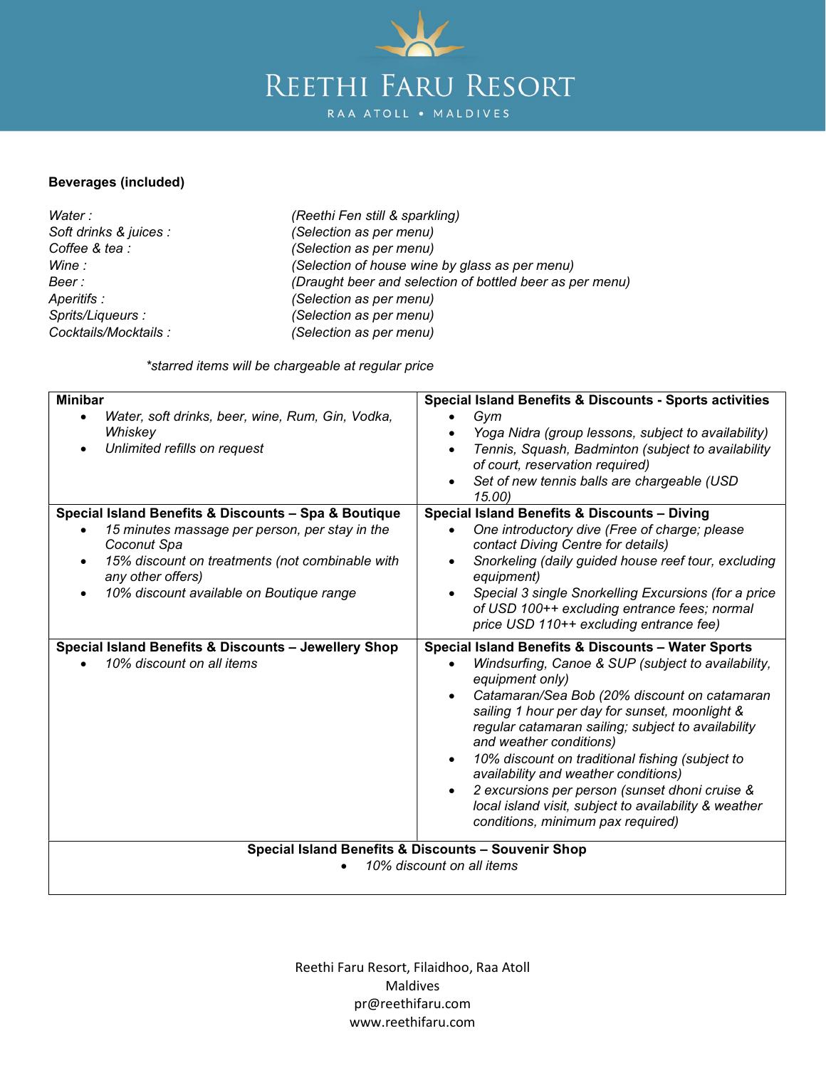**Beverages (included)**

| | |
|---|---|
| *Water :* | *(Reethi Fen still & sparkling)* |
| *Soft drinks & juices :* | *(Selection as per menu)* |
| *Coffee & tea :* | *(Selection as per menu)* |
| *Wine :* | *(Selection of house wine by glass as per menu)* |
| *Beer :* | *(Draught beer and selection of bottled beer as per menu)* |
| *Aperitifs :* | *(Selection as per menu)* |
| *Sprits/Liqueurs :* | *(Selection as per menu)* |
| *Cocktails/Mocktails :* | *(Selection as per menu)* |

*\*starred items will be chargeable at regular price*

**Minibar**

- *Water, soft drinks, beer, wine, Rum, Gin, Vodka, Whiskey*
- *Unlimited refills on request*

**Special Island Benefits & Discounts - Sports activities**

- *Gym*
- *Yoga Nidra (group lessons, subject to availability)*
- *Tennis, Squash, Badminton (subject to availability of court, reservation required)*
- *Set of new tennis balls are chargeable (USD 15.00)*

**Special Island Benefits & Discounts – Spa & Boutique**

- *15 minutes massage per person, per stay in the Coconut Spa*
- *15% discount on treatments (not combinable with any other offers)*
- *10% discount available on Boutique range*

**Special Island Benefits & Discounts – Diving**

- *One introductory dive (Free of charge; please contact Diving Centre for details)*
- *Snorkeling (daily guided house reef tour, excluding equipment)*
- *Special 3 single Snorkelling Excursions (for a price of USD 100++ excluding entrance fees; normal price USD 110++ excluding entrance fee)*

**Special Island Benefits & Discounts – Jewellery Shop**

- *10% discount on all items*

**Special Island Benefits & Discounts – Water Sports**

- *Windsurfing, Canoe & SUP (subject to availability, equipment only)*
- *Catamaran/Sea Bob (20% discount on catamaran sailing 1 hour per day for sunset, moonlight & regular catamaran sailing; subject to availability and weather conditions)*
- *10% discount on traditional fishing (subject to availability and weather conditions)*
- *2 excursions per person (sunset dhoni cruise & local island visit, subject to availability & weather conditions, minimum pax required)*

**Special Island Benefits & Discounts – Souvenir Shop**

- *10% discount on all items*

Reethi Faru Resort, Filaidhoo, Raa Atoll
Maldives
pr@reethifaru.com
www.reethifaru.com